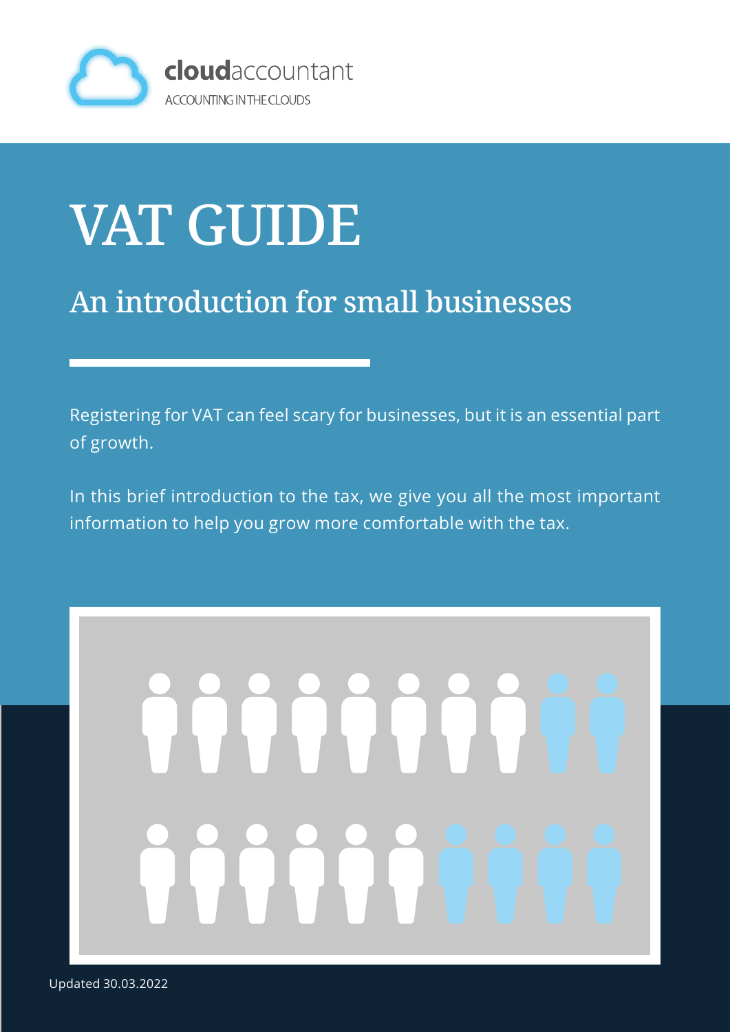cloudaccountant

ACCOUNTING IN THE CLOUDS

# VAT GUIDE

## An introduction for small businesses

Registering for VAT can feel scary for businesses, but it is an essential part of growth.

In this brief introduction to the tax, we give you all the most important information to help you grow more comfortable with the tax.

Updated 30.03.2022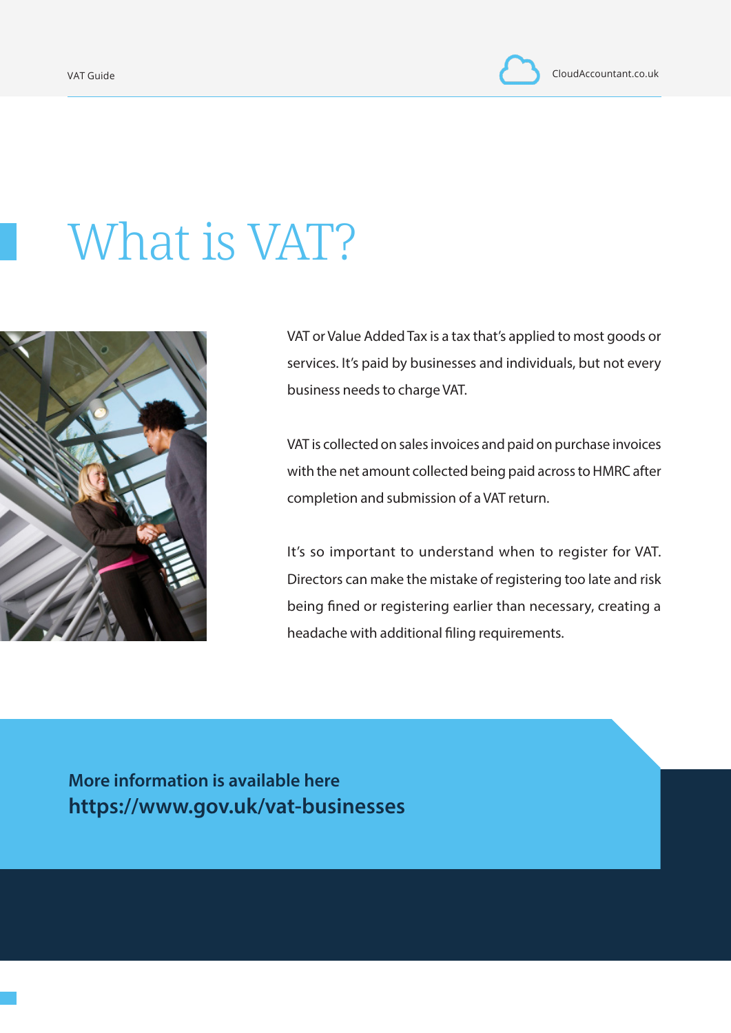# What is VAT?

VAT or Value Added Tax is a tax that's applied to most goods or services. It's paid by businesses and individuals, but not every business needs to charge VAT.

VAT is collected on sales invoices and paid on purchase invoices with the net amount collected being paid across to HMRC after completion and submission of a VAT return.

It's so important to understand when to register for VAT. Directors can make the mistake of registering too late and risk being fined or registering earlier than necessary, creating a headache with additional filing requirements.

**More information is available here**
**https://www.gov.uk/vat-businesses**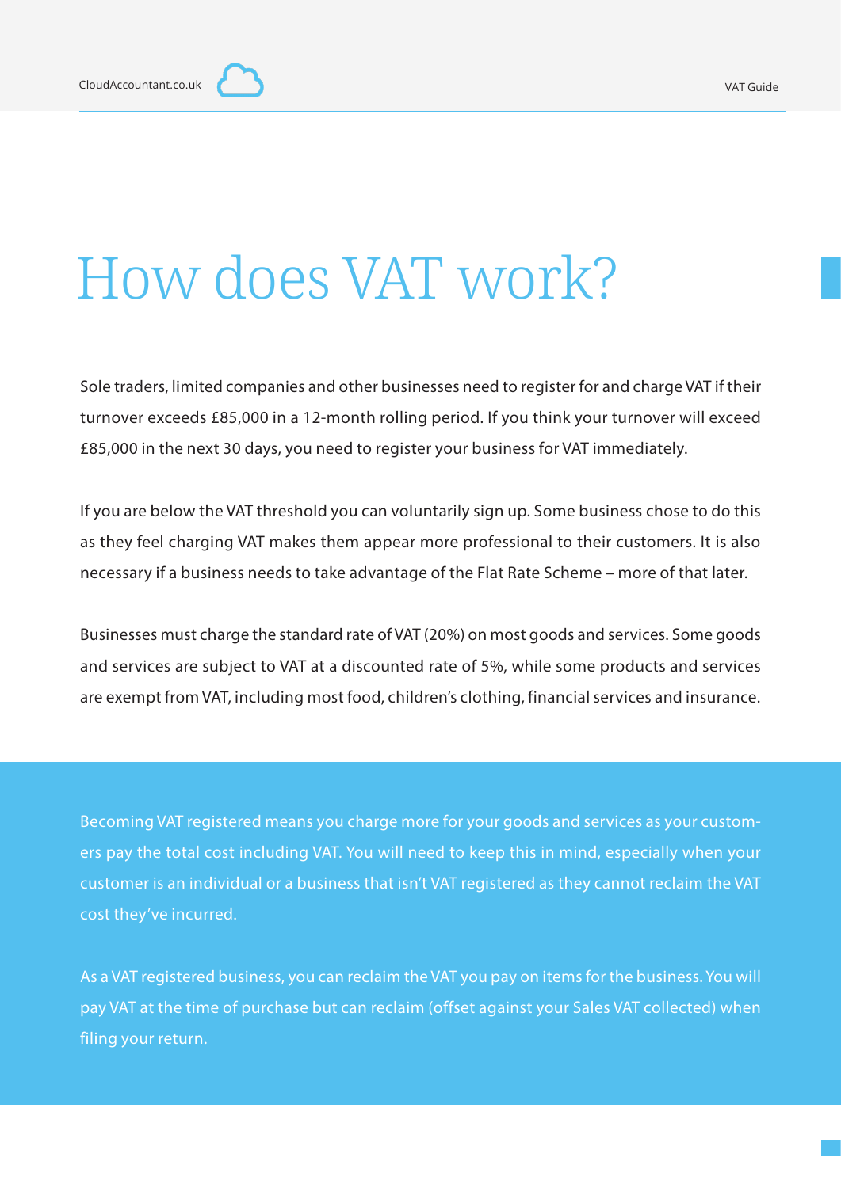# How does VAT work?

Sole traders, limited companies and other businesses need to register for and charge VAT if their turnover exceeds £85,000 in a 12-month rolling period. If you think your turnover will exceed £85,000 in the next 30 days, you need to register your business for VAT immediately.

If you are below the VAT threshold you can voluntarily sign up. Some business chose to do this as they feel charging VAT makes them appear more professional to their customers. It is also necessary if a business needs to take advantage of the Flat Rate Scheme – more of that later.

Businesses must charge the standard rate of VAT (20%) on most goods and services. Some goods and services are subject to VAT at a discounted rate of 5%, while some products and services are exempt from VAT, including most food, children's clothing, financial services and insurance.

Becoming VAT registered means you charge more for your goods and services as your customers pay the total cost including VAT. You will need to keep this in mind, especially when your customer is an individual or a business that isn't VAT registered as they cannot reclaim the VAT cost they've incurred.

As a VAT registered business, you can reclaim the VAT you pay on items for the business. You will pay VAT at the time of purchase but can reclaim (offset against your Sales VAT collected) when filing your return.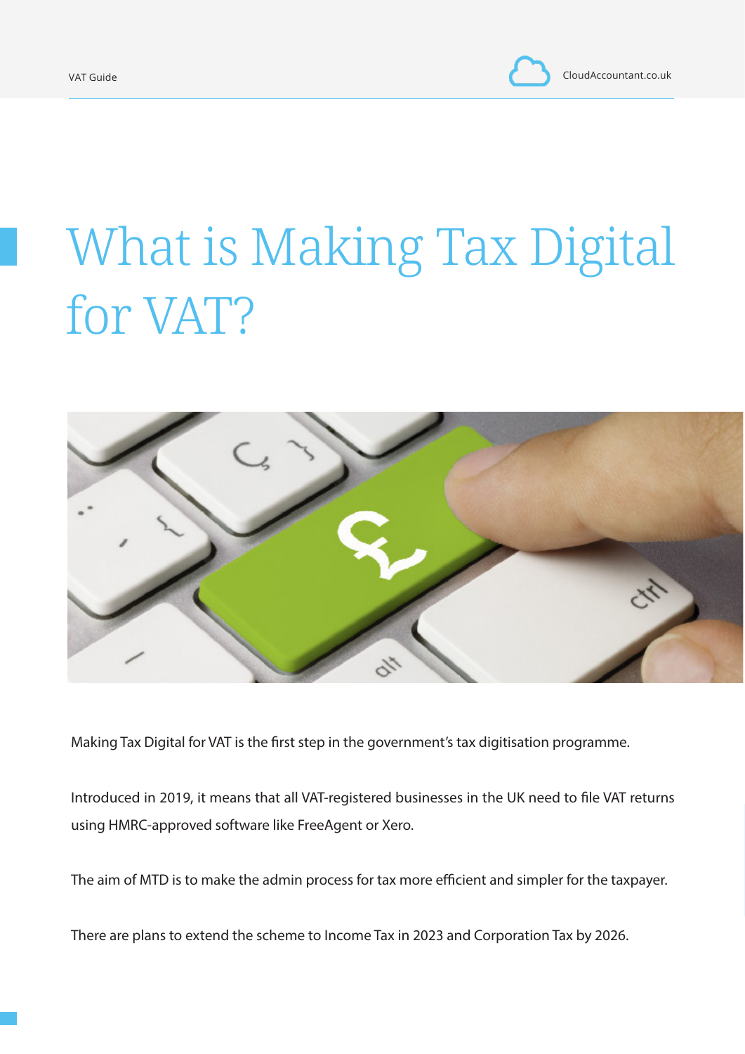# What is Making Tax Digital for VAT?

Making Tax Digital for VAT is the first step in the government's tax digitisation programme.

Introduced in 2019, it means that all VAT-registered businesses in the UK need to file VAT returns using HMRC-approved software like FreeAgent or Xero.

The aim of MTD is to make the admin process for tax more efficient and simpler for the taxpayer.

There are plans to extend the scheme to Income Tax in 2023 and Corporation Tax by 2026.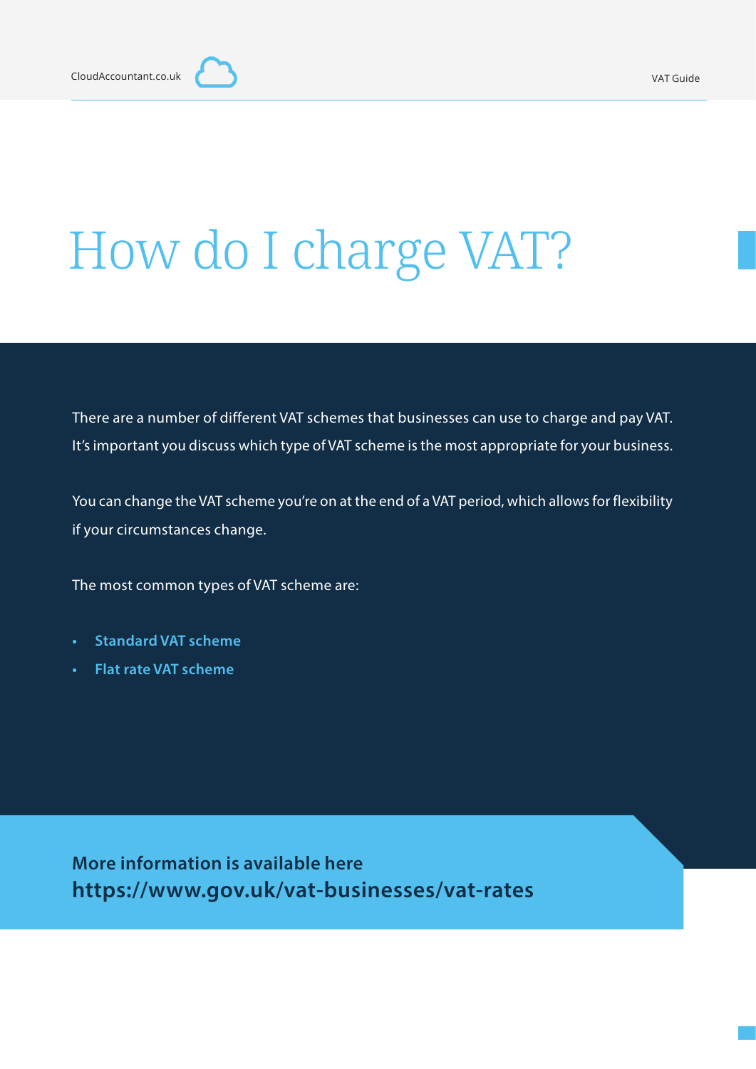# How do I charge VAT?

There are a number of different VAT schemes that businesses can use to charge and pay VAT. It's important you discuss which type of VAT scheme is the most appropriate for your business.

You can change the VAT scheme you're on at the end of a VAT period, which allows for flexibility if your circumstances change.

The most common types of VAT scheme are:

- **Standard VAT scheme**
- **Flat rate VAT scheme**

**More information is available here**
**https://www.gov.uk/vat-businesses/vat-rates**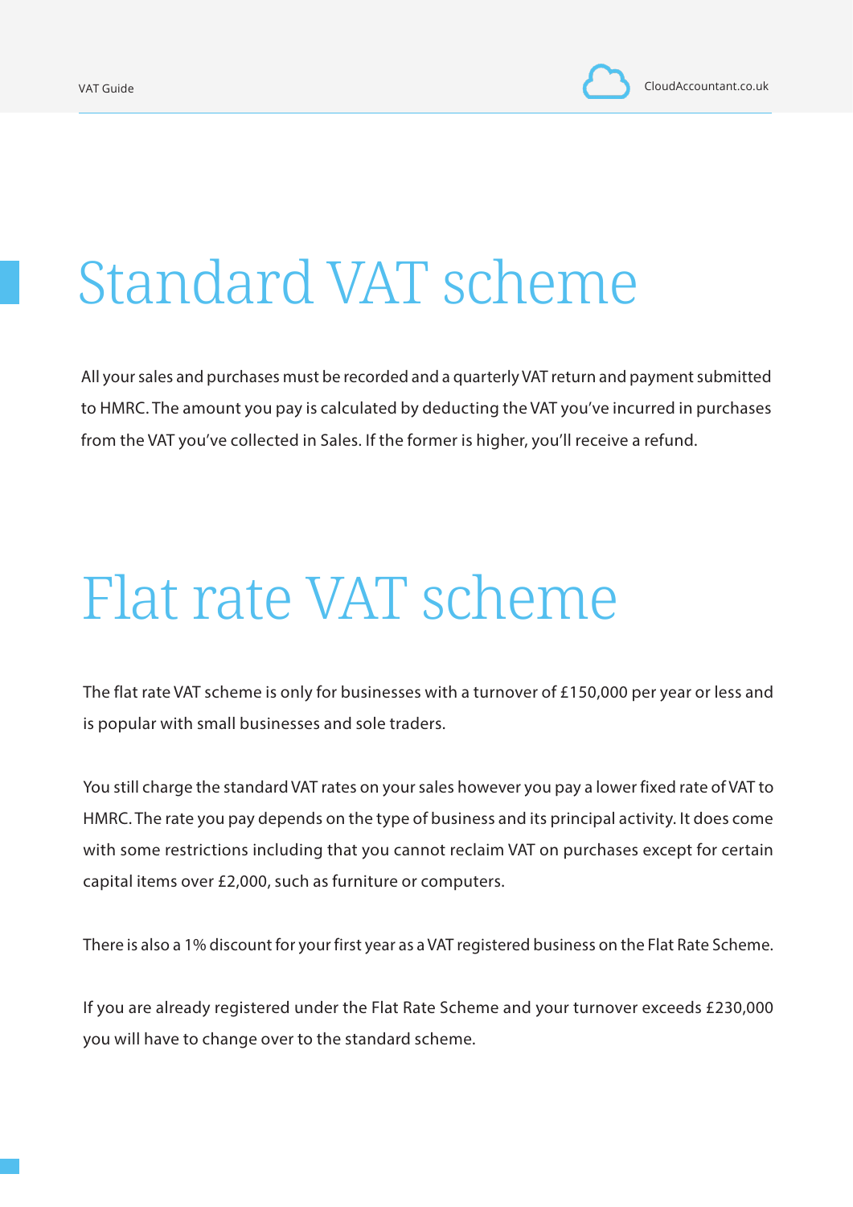# Standard VAT scheme

All your sales and purchases must be recorded and a quarterly VAT return and payment submitted to HMRC. The amount you pay is calculated by deducting the VAT you've incurred in purchases from the VAT you've collected in Sales. If the former is higher, you'll receive a refund.

# Flat rate VAT scheme

The flat rate VAT scheme is only for businesses with a turnover of £150,000 per year or less and is popular with small businesses and sole traders.

You still charge the standard VAT rates on your sales however you pay a lower fixed rate of VAT to HMRC. The rate you pay depends on the type of business and its principal activity. It does come with some restrictions including that you cannot reclaim VAT on purchases except for certain capital items over £2,000, such as furniture or computers.

There is also a 1% discount for your first year as a VAT registered business on the Flat Rate Scheme.

If you are already registered under the Flat Rate Scheme and your turnover exceeds £230,000 you will have to change over to the standard scheme.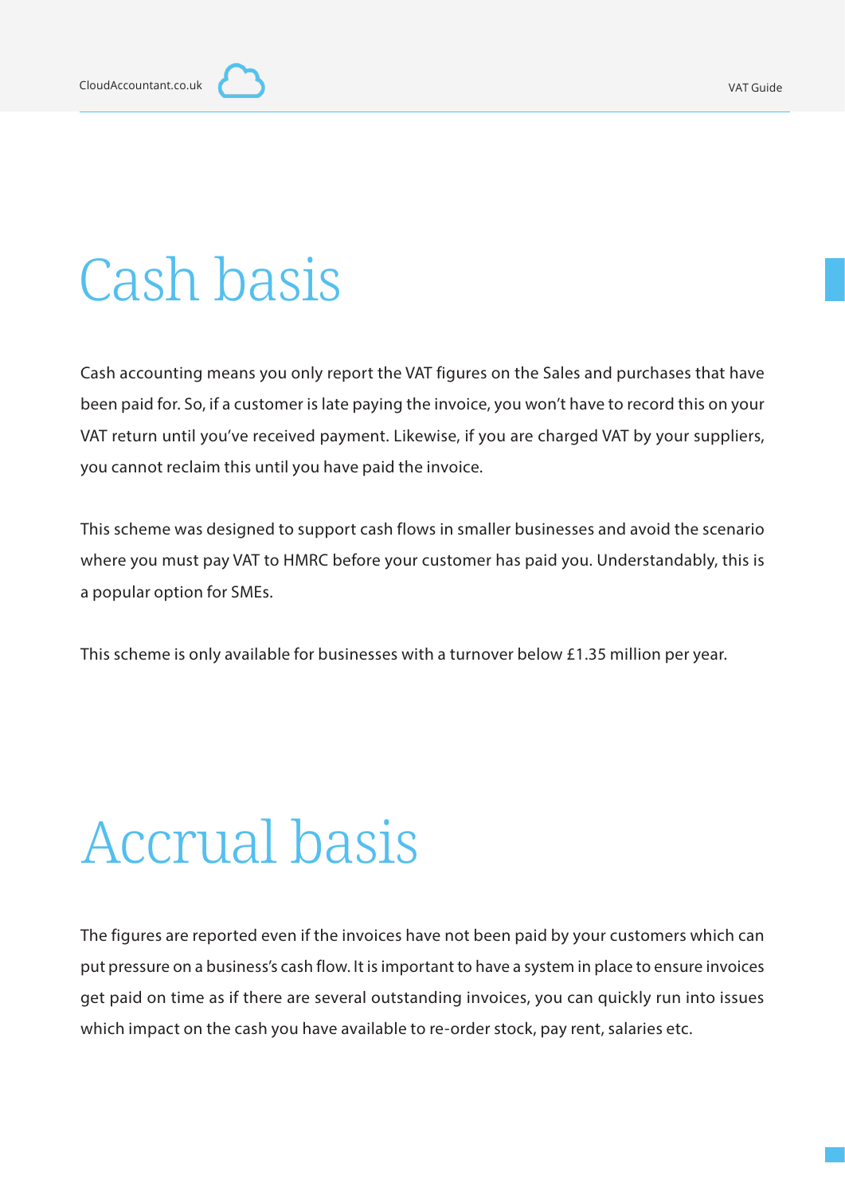# Cash basis

Cash accounting means you only report the VAT figures on the Sales and purchases that have been paid for. So, if a customer is late paying the invoice, you won't have to record this on your VAT return until you've received payment. Likewise, if you are charged VAT by your suppliers, you cannot reclaim this until you have paid the invoice.

This scheme was designed to support cash flows in smaller businesses and avoid the scenario where you must pay VAT to HMRC before your customer has paid you. Understandably, this is a popular option for SMEs.

This scheme is only available for businesses with a turnover below £1.35 million per year.

# Accrual basis

The figures are reported even if the invoices have not been paid by your customers which can put pressure on a business's cash flow. It is important to have a system in place to ensure invoices get paid on time as if there are several outstanding invoices, you can quickly run into issues which impact on the cash you have available to re-order stock, pay rent, salaries etc.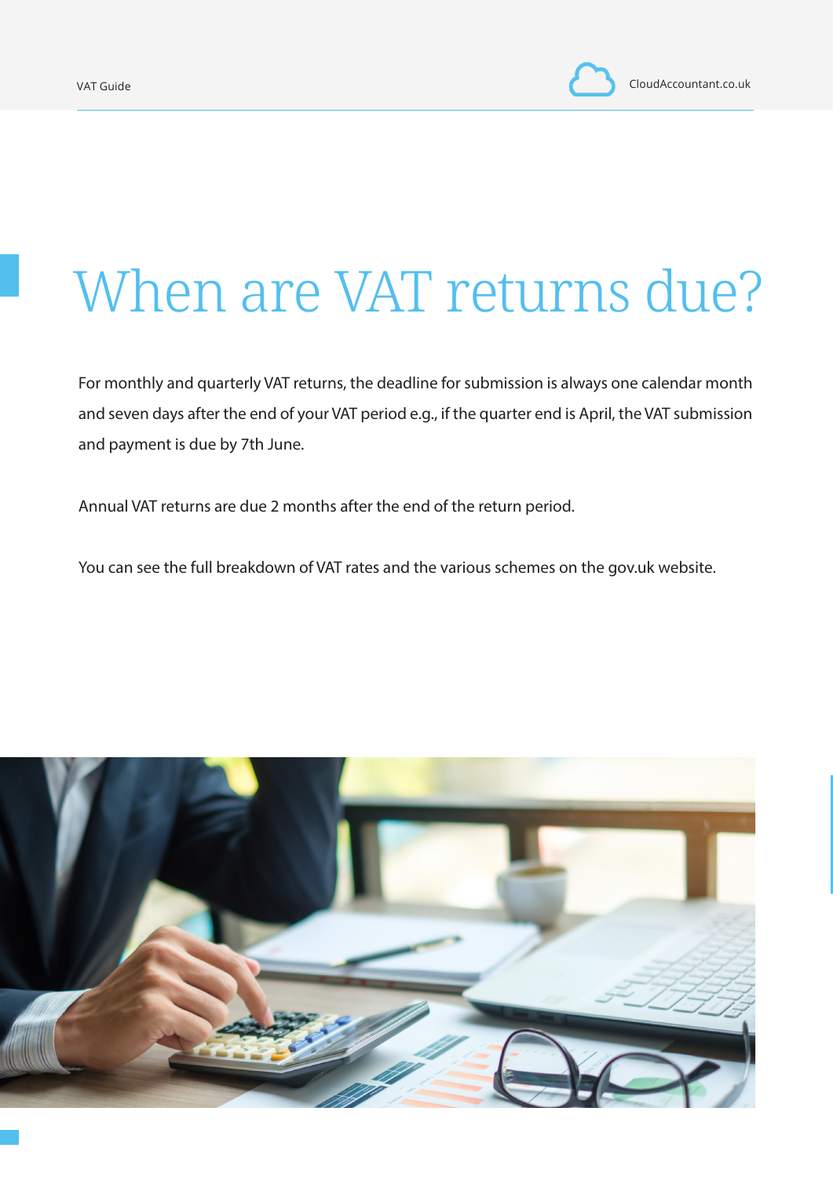# When are VAT returns due?

For monthly and quarterly VAT returns, the deadline for submission is always one calendar month and seven days after the end of your VAT period e.g., if the quarter end is April, the VAT submission and payment is due by 7th June.

Annual VAT returns are due 2 months after the end of the return period.

You can see the full breakdown of VAT rates and the various schemes on the gov.uk website.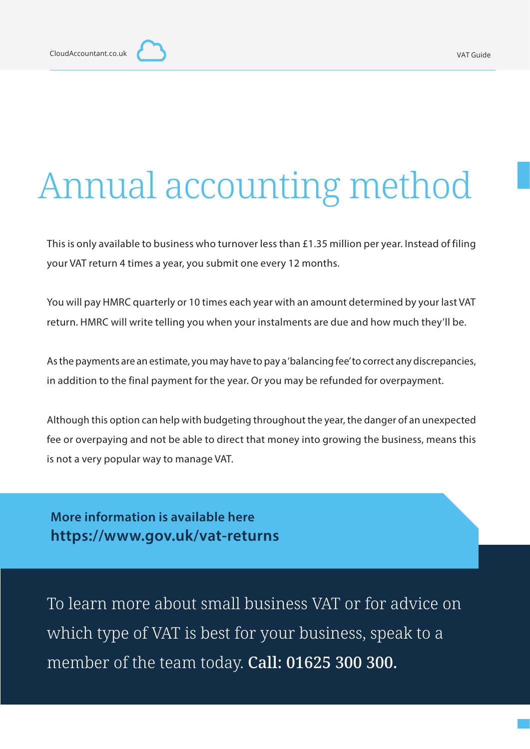# Annual accounting method

This is only available to business who turnover less than £1.35 million per year. Instead of filing your VAT return 4 times a year, you submit one every 12 months.

You will pay HMRC quarterly or 10 times each year with an amount determined by your last VAT return. HMRC will write telling you when your instalments are due and how much they'll be.

As the payments are an estimate, you may have to pay a 'balancing fee' to correct any discrepancies, in addition to the final payment for the year. Or you may be refunded for overpayment.

Although this option can help with budgeting throughout the year, the danger of an unexpected fee or overpaying and not be able to direct that money into growing the business, means this is not a very popular way to manage VAT.

**More information is available here**
**https://www.gov.uk/vat-returns**

To learn more about small business VAT or for advice on which type of VAT is best for your business, speak to a member of the team today. **Call: 01625 300 300.**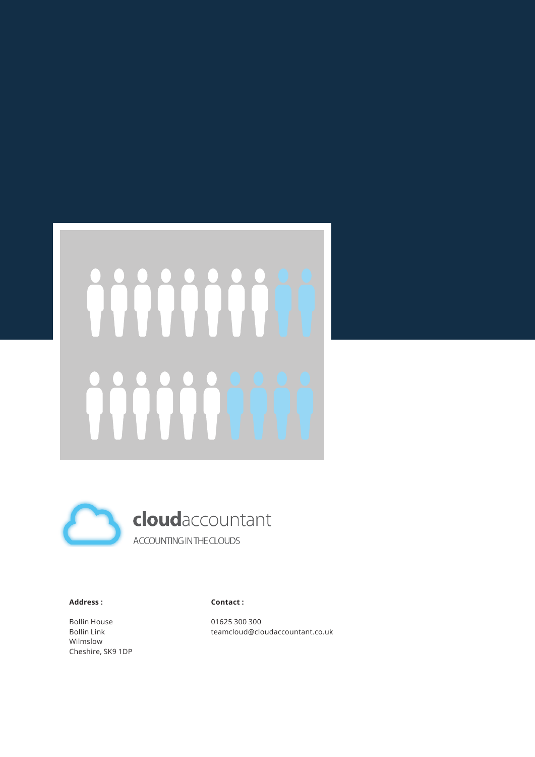cloudaccountant

ACCOUNTING IN THE CLOUDS

**Address :**

Bollin House
Bollin Link
Wilmslow
Cheshire, SK9 1DP

**Contact :**

01625 300 300
teamcloud@cloudaccountant.co.uk